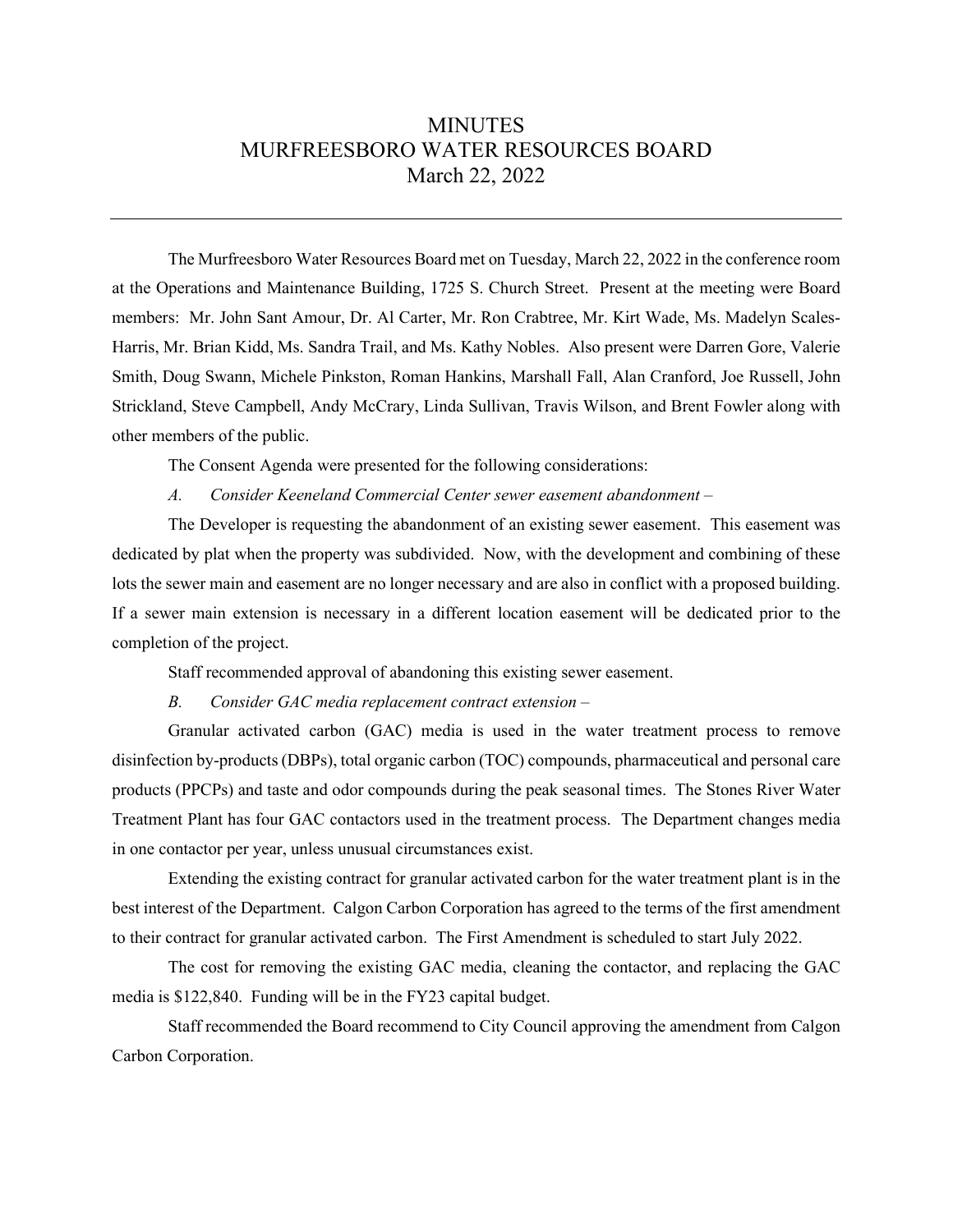# MINUTES
# MURFREESBORO WATER RESOURCES BOARD
# March 22, 2022

---

The Murfreesboro Water Resources Board met on Tuesday, March 22, 2022 in the conference room at the Operations and Maintenance Building, 1725 S. Church Street. Present at the meeting were Board members: Mr. John Sant Amour, Dr. Al Carter, Mr. Ron Crabtree, Mr. Kirt Wade, Ms. Madelyn Scales-Harris, Mr. Brian Kidd, Ms. Sandra Trail, and Ms. Kathy Nobles. Also present were Darren Gore, Valerie Smith, Doug Swann, Michele Pinkston, Roman Hankins, Marshall Fall, Alan Cranford, Joe Russell, John Strickland, Steve Campbell, Andy McCrary, Linda Sullivan, Travis Wilson, and Brent Fowler along with other members of the public.

The Consent Agenda were presented for the following considerations:

*A. Consider Keeneland Commercial Center sewer easement abandonment –*

The Developer is requesting the abandonment of an existing sewer easement. This easement was dedicated by plat when the property was subdivided. Now, with the development and combining of these lots the sewer main and easement are no longer necessary and are also in conflict with a proposed building. If a sewer main extension is necessary in a different location easement will be dedicated prior to the completion of the project.

Staff recommended approval of abandoning this existing sewer easement.

*B. Consider GAC media replacement contract extension –*

Granular activated carbon (GAC) media is used in the water treatment process to remove disinfection by-products (DBPs), total organic carbon (TOC) compounds, pharmaceutical and personal care products (PPCPs) and taste and odor compounds during the peak seasonal times. The Stones River Water Treatment Plant has four GAC contactors used in the treatment process. The Department changes media in one contactor per year, unless unusual circumstances exist.

Extending the existing contract for granular activated carbon for the water treatment plant is in the best interest of the Department. Calgon Carbon Corporation has agreed to the terms of the first amendment to their contract for granular activated carbon. The First Amendment is scheduled to start July 2022.

The cost for removing the existing GAC media, cleaning the contactor, and replacing the GAC media is $122,840. Funding will be in the FY23 capital budget.

Staff recommended the Board recommend to City Council approving the amendment from Calgon Carbon Corporation.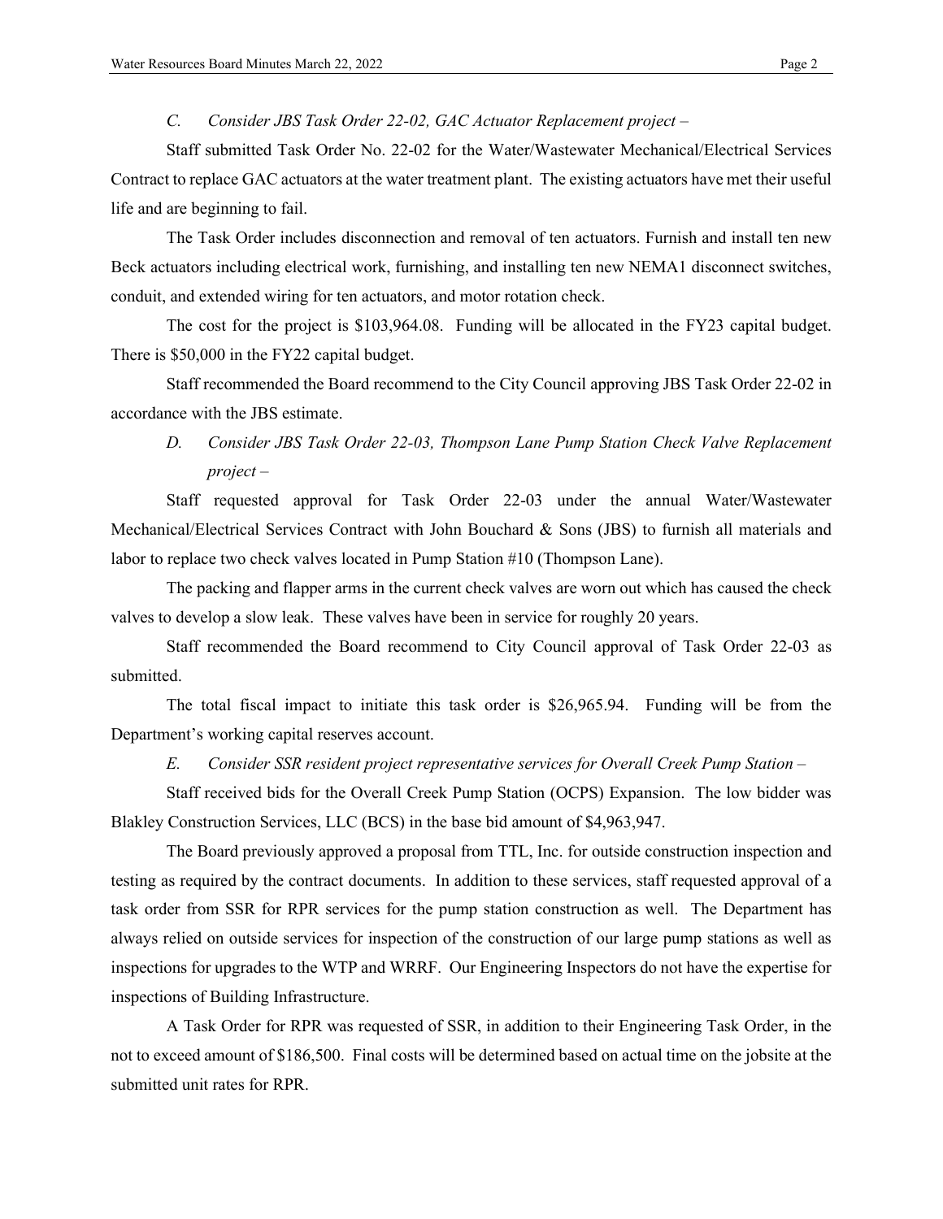*C. Consider JBS Task Order 22-02, GAC Actuator Replacement project –*

Staff submitted Task Order No. 22-02 for the Water/Wastewater Mechanical/Electrical Services Contract to replace GAC actuators at the water treatment plant. The existing actuators have met their useful life and are beginning to fail.

The Task Order includes disconnection and removal of ten actuators. Furnish and install ten new Beck actuators including electrical work, furnishing, and installing ten new NEMA1 disconnect switches, conduit, and extended wiring for ten actuators, and motor rotation check.

The cost for the project is $103,964.08. Funding will be allocated in the FY23 capital budget. There is $50,000 in the FY22 capital budget.

Staff recommended the Board recommend to the City Council approving JBS Task Order 22-02 in accordance with the JBS estimate.

*D. Consider JBS Task Order 22-03, Thompson Lane Pump Station Check Valve Replacement project –*

Staff requested approval for Task Order 22-03 under the annual Water/Wastewater Mechanical/Electrical Services Contract with John Bouchard & Sons (JBS) to furnish all materials and labor to replace two check valves located in Pump Station #10 (Thompson Lane).

The packing and flapper arms in the current check valves are worn out which has caused the check valves to develop a slow leak. These valves have been in service for roughly 20 years.

Staff recommended the Board recommend to City Council approval of Task Order 22-03 as submitted.

The total fiscal impact to initiate this task order is $26,965.94. Funding will be from the Department's working capital reserves account.

*E. Consider SSR resident project representative services for Overall Creek Pump Station –*

Staff received bids for the Overall Creek Pump Station (OCPS) Expansion. The low bidder was Blakley Construction Services, LLC (BCS) in the base bid amount of $4,963,947.

The Board previously approved a proposal from TTL, Inc. for outside construction inspection and testing as required by the contract documents. In addition to these services, staff requested approval of a task order from SSR for RPR services for the pump station construction as well. The Department has always relied on outside services for inspection of the construction of our large pump stations as well as inspections for upgrades to the WTP and WRRF. Our Engineering Inspectors do not have the expertise for inspections of Building Infrastructure.

A Task Order for RPR was requested of SSR, in addition to their Engineering Task Order, in the not to exceed amount of $186,500. Final costs will be determined based on actual time on the jobsite at the submitted unit rates for RPR.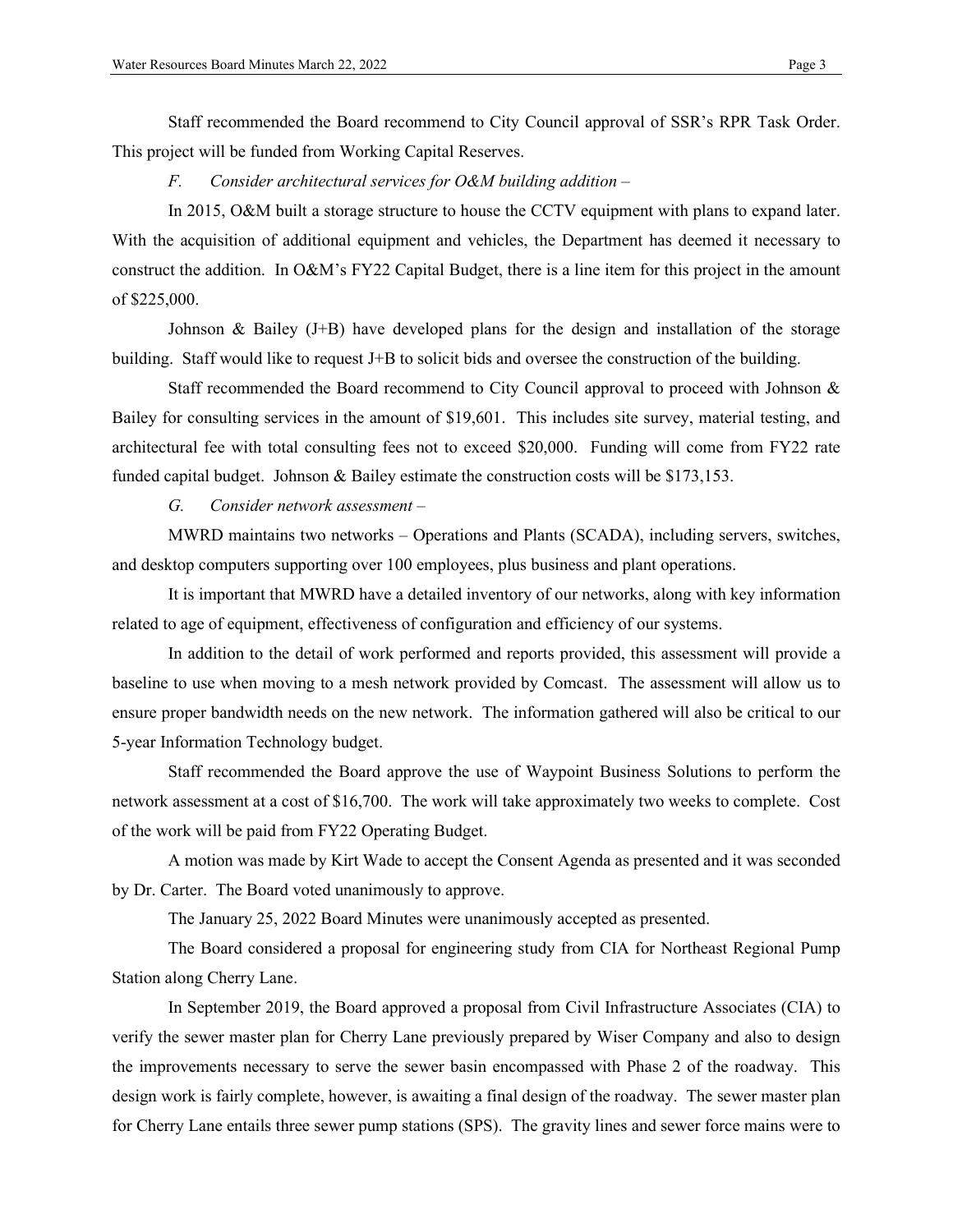Staff recommended the Board recommend to City Council approval of SSR's RPR Task Order. This project will be funded from Working Capital Reserves.

*F. Consider architectural services for O&M building addition –*

In 2015, O&M built a storage structure to house the CCTV equipment with plans to expand later. With the acquisition of additional equipment and vehicles, the Department has deemed it necessary to construct the addition. In O&M's FY22 Capital Budget, there is a line item for this project in the amount of $225,000.

Johnson & Bailey (J+B) have developed plans for the design and installation of the storage building. Staff would like to request J+B to solicit bids and oversee the construction of the building.

Staff recommended the Board recommend to City Council approval to proceed with Johnson & Bailey for consulting services in the amount of $19,601. This includes site survey, material testing, and architectural fee with total consulting fees not to exceed $20,000. Funding will come from FY22 rate funded capital budget. Johnson & Bailey estimate the construction costs will be $173,153.

*G. Consider network assessment –*

MWRD maintains two networks – Operations and Plants (SCADA), including servers, switches, and desktop computers supporting over 100 employees, plus business and plant operations.

It is important that MWRD have a detailed inventory of our networks, along with key information related to age of equipment, effectiveness of configuration and efficiency of our systems.

In addition to the detail of work performed and reports provided, this assessment will provide a baseline to use when moving to a mesh network provided by Comcast. The assessment will allow us to ensure proper bandwidth needs on the new network. The information gathered will also be critical to our 5-year Information Technology budget.

Staff recommended the Board approve the use of Waypoint Business Solutions to perform the network assessment at a cost of $16,700. The work will take approximately two weeks to complete. Cost of the work will be paid from FY22 Operating Budget.

A motion was made by Kirt Wade to accept the Consent Agenda as presented and it was seconded by Dr. Carter. The Board voted unanimously to approve.

The January 25, 2022 Board Minutes were unanimously accepted as presented.

The Board considered a proposal for engineering study from CIA for Northeast Regional Pump Station along Cherry Lane.

In September 2019, the Board approved a proposal from Civil Infrastructure Associates (CIA) to verify the sewer master plan for Cherry Lane previously prepared by Wiser Company and also to design the improvements necessary to serve the sewer basin encompassed with Phase 2 of the roadway. This design work is fairly complete, however, is awaiting a final design of the roadway. The sewer master plan for Cherry Lane entails three sewer pump stations (SPS). The gravity lines and sewer force mains were to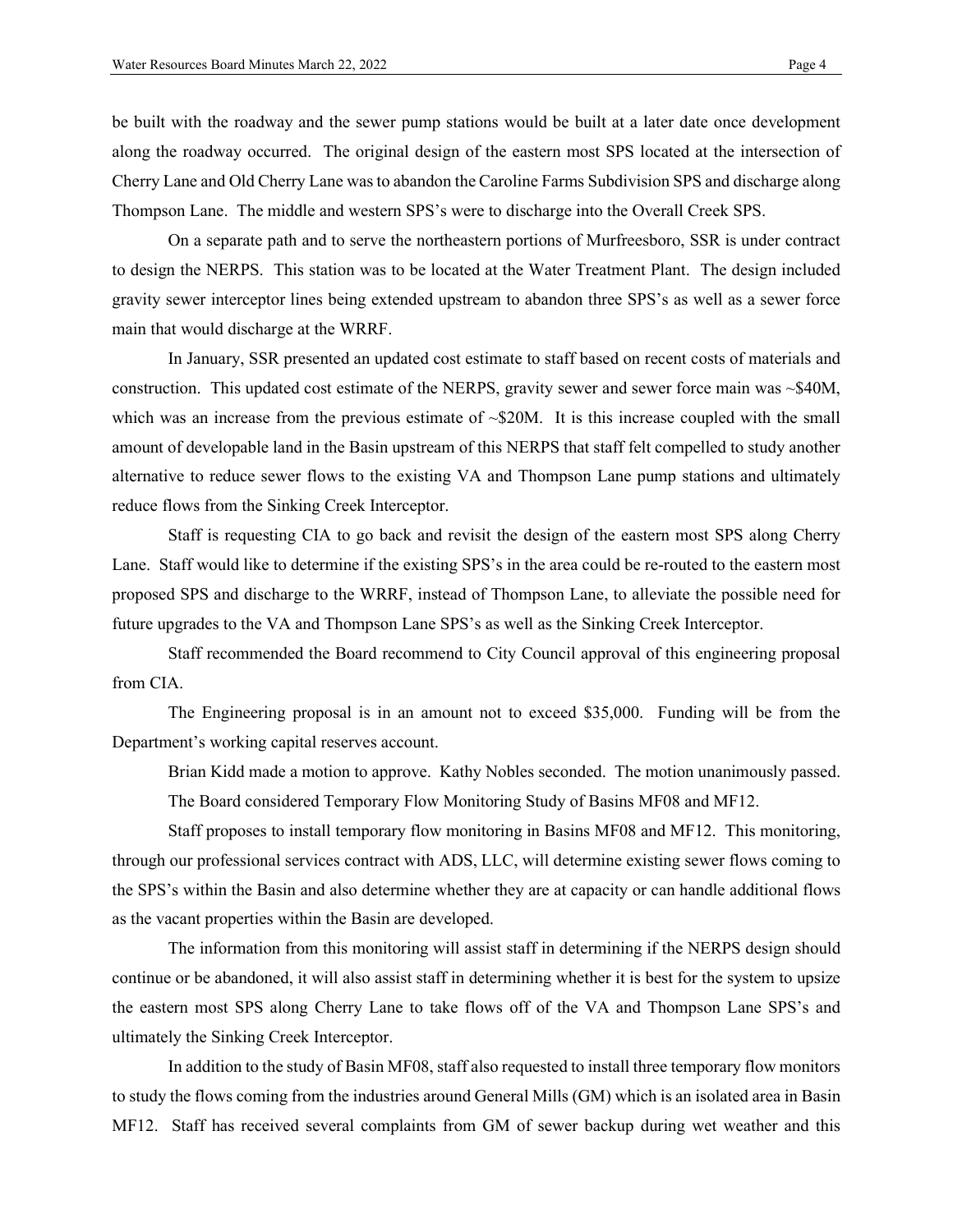be built with the roadway and the sewer pump stations would be built at a later date once development along the roadway occurred. The original design of the eastern most SPS located at the intersection of Cherry Lane and Old Cherry Lane was to abandon the Caroline Farms Subdivision SPS and discharge along Thompson Lane. The middle and western SPS's were to discharge into the Overall Creek SPS.

On a separate path and to serve the northeastern portions of Murfreesboro, SSR is under contract to design the NERPS. This station was to be located at the Water Treatment Plant. The design included gravity sewer interceptor lines being extended upstream to abandon three SPS's as well as a sewer force main that would discharge at the WRRF.

In January, SSR presented an updated cost estimate to staff based on recent costs of materials and construction. This updated cost estimate of the NERPS, gravity sewer and sewer force main was ~$40M, which was an increase from the previous estimate of ~$20M. It is this increase coupled with the small amount of developable land in the Basin upstream of this NERPS that staff felt compelled to study another alternative to reduce sewer flows to the existing VA and Thompson Lane pump stations and ultimately reduce flows from the Sinking Creek Interceptor.

Staff is requesting CIA to go back and revisit the design of the eastern most SPS along Cherry Lane. Staff would like to determine if the existing SPS's in the area could be re-routed to the eastern most proposed SPS and discharge to the WRRF, instead of Thompson Lane, to alleviate the possible need for future upgrades to the VA and Thompson Lane SPS's as well as the Sinking Creek Interceptor.

Staff recommended the Board recommend to City Council approval of this engineering proposal from CIA.

The Engineering proposal is in an amount not to exceed $35,000. Funding will be from the Department's working capital reserves account.

Brian Kidd made a motion to approve. Kathy Nobles seconded. The motion unanimously passed.

The Board considered Temporary Flow Monitoring Study of Basins MF08 and MF12.

Staff proposes to install temporary flow monitoring in Basins MF08 and MF12. This monitoring, through our professional services contract with ADS, LLC, will determine existing sewer flows coming to the SPS's within the Basin and also determine whether they are at capacity or can handle additional flows as the vacant properties within the Basin are developed.

The information from this monitoring will assist staff in determining if the NERPS design should continue or be abandoned, it will also assist staff in determining whether it is best for the system to upsize the eastern most SPS along Cherry Lane to take flows off of the VA and Thompson Lane SPS's and ultimately the Sinking Creek Interceptor.

In addition to the study of Basin MF08, staff also requested to install three temporary flow monitors to study the flows coming from the industries around General Mills (GM) which is an isolated area in Basin MF12. Staff has received several complaints from GM of sewer backup during wet weather and this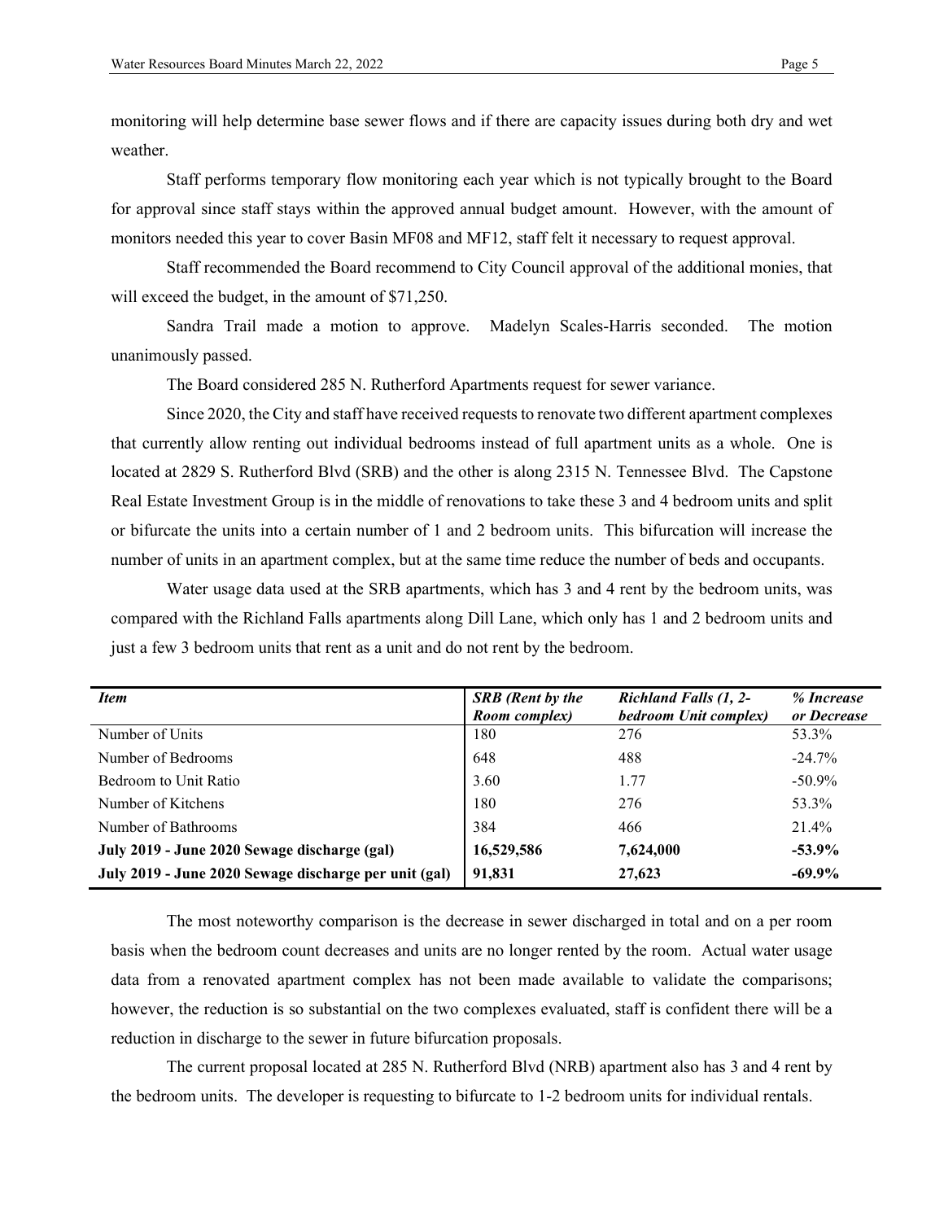monitoring will help determine base sewer flows and if there are capacity issues during both dry and wet weather.

Staff performs temporary flow monitoring each year which is not typically brought to the Board for approval since staff stays within the approved annual budget amount. However, with the amount of monitors needed this year to cover Basin MF08 and MF12, staff felt it necessary to request approval.

Staff recommended the Board recommend to City Council approval of the additional monies, that will exceed the budget, in the amount of $71,250.

Sandra Trail made a motion to approve. Madelyn Scales-Harris seconded. The motion unanimously passed.

The Board considered 285 N. Rutherford Apartments request for sewer variance.

Since 2020, the City and staff have received requests to renovate two different apartment complexes that currently allow renting out individual bedrooms instead of full apartment units as a whole. One is located at 2829 S. Rutherford Blvd (SRB) and the other is along 2315 N. Tennessee Blvd. The Capstone Real Estate Investment Group is in the middle of renovations to take these 3 and 4 bedroom units and split or bifurcate the units into a certain number of 1 and 2 bedroom units. This bifurcation will increase the number of units in an apartment complex, but at the same time reduce the number of beds and occupants.

Water usage data used at the SRB apartments, which has 3 and 4 rent by the bedroom units, was compared with the Richland Falls apartments along Dill Lane, which only has 1 and 2 bedroom units and just a few 3 bedroom units that rent as a unit and do not rent by the bedroom.

| ***Item*** | ***SRB (Rent by the Room complex)*** | ***Richland Falls (1, 2-bedroom Unit complex)*** | ***% Increase or Decrease*** |
|---|---|---|---|
| Number of Units | 180 | 276 | 53.3% |
| Number of Bedrooms | 648 | 488 | -24.7% |
| Bedroom to Unit Ratio | 3.60 | 1.77 | -50.9% |
| Number of Kitchens | 180 | 276 | 53.3% |
| Number of Bathrooms | 384 | 466 | 21.4% |
| **July 2019 - June 2020 Sewage discharge (gal)** | **16,529,586** | **7,624,000** | **-53.9%** |
| **July 2019 - June 2020 Sewage discharge per unit (gal)** | **91,831** | **27,623** | **-69.9%** |

The most noteworthy comparison is the decrease in sewer discharged in total and on a per room basis when the bedroom count decreases and units are no longer rented by the room. Actual water usage data from a renovated apartment complex has not been made available to validate the comparisons; however, the reduction is so substantial on the two complexes evaluated, staff is confident there will be a reduction in discharge to the sewer in future bifurcation proposals.

The current proposal located at 285 N. Rutherford Blvd (NRB) apartment also has 3 and 4 rent by the bedroom units. The developer is requesting to bifurcate to 1-2 bedroom units for individual rentals.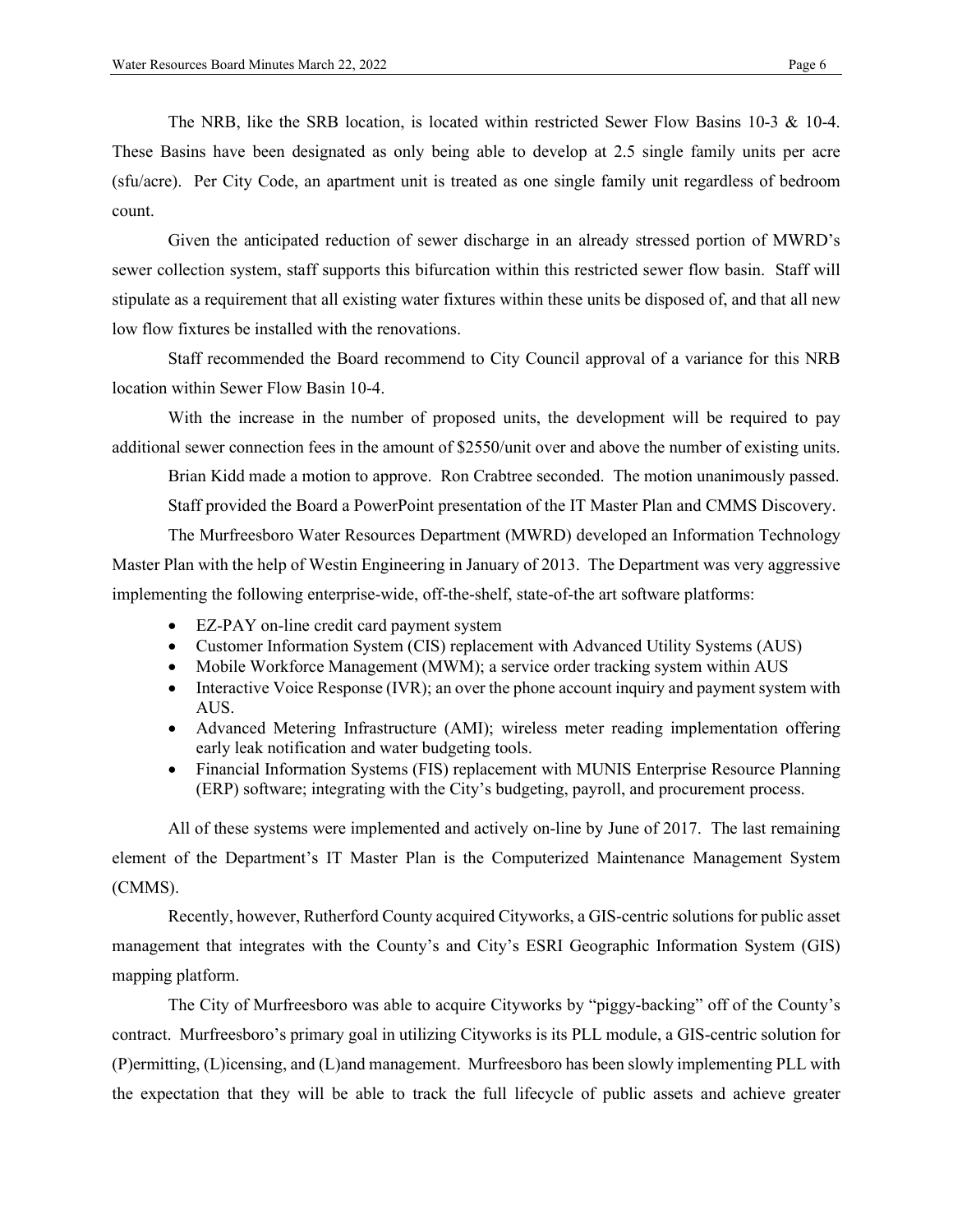The NRB, like the SRB location, is located within restricted Sewer Flow Basins 10-3 & 10-4. These Basins have been designated as only being able to develop at 2.5 single family units per acre (sfu/acre). Per City Code, an apartment unit is treated as one single family unit regardless of bedroom count.

Given the anticipated reduction of sewer discharge in an already stressed portion of MWRD's sewer collection system, staff supports this bifurcation within this restricted sewer flow basin. Staff will stipulate as a requirement that all existing water fixtures within these units be disposed of, and that all new low flow fixtures be installed with the renovations.

Staff recommended the Board recommend to City Council approval of a variance for this NRB location within Sewer Flow Basin 10-4.

With the increase in the number of proposed units, the development will be required to pay additional sewer connection fees in the amount of $2550/unit over and above the number of existing units.

Brian Kidd made a motion to approve. Ron Crabtree seconded. The motion unanimously passed.

Staff provided the Board a PowerPoint presentation of the IT Master Plan and CMMS Discovery.

The Murfreesboro Water Resources Department (MWRD) developed an Information Technology Master Plan with the help of Westin Engineering in January of 2013. The Department was very aggressive implementing the following enterprise-wide, off-the-shelf, state-of-the art software platforms:

- EZ-PAY on-line credit card payment system
- Customer Information System (CIS) replacement with Advanced Utility Systems (AUS)
- Mobile Workforce Management (MWM); a service order tracking system within AUS
- Interactive Voice Response (IVR); an over the phone account inquiry and payment system with AUS.
- Advanced Metering Infrastructure (AMI); wireless meter reading implementation offering early leak notification and water budgeting tools.
- Financial Information Systems (FIS) replacement with MUNIS Enterprise Resource Planning (ERP) software; integrating with the City's budgeting, payroll, and procurement process.

All of these systems were implemented and actively on-line by June of 2017. The last remaining element of the Department's IT Master Plan is the Computerized Maintenance Management System (CMMS).

Recently, however, Rutherford County acquired Cityworks, a GIS-centric solutions for public asset management that integrates with the County's and City's ESRI Geographic Information System (GIS) mapping platform.

The City of Murfreesboro was able to acquire Cityworks by "piggy-backing" off of the County's contract. Murfreesboro's primary goal in utilizing Cityworks is its PLL module, a GIS-centric solution for (P)ermitting, (L)icensing, and (L)and management. Murfreesboro has been slowly implementing PLL with the expectation that they will be able to track the full lifecycle of public assets and achieve greater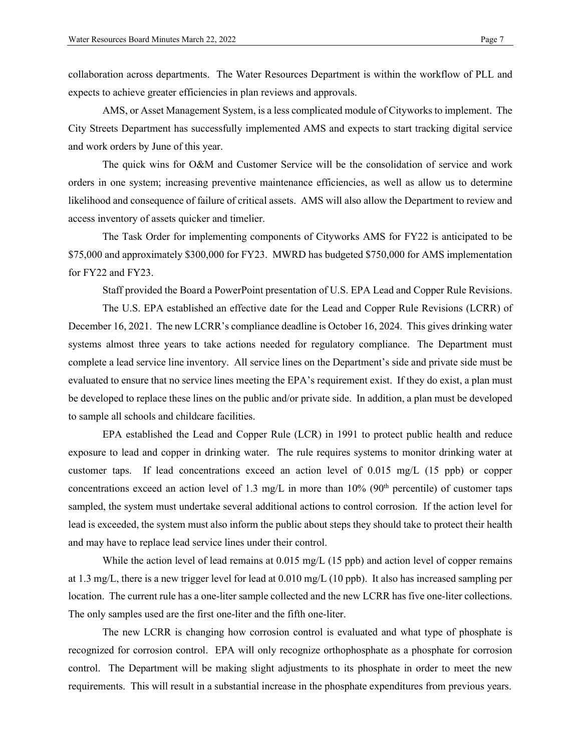collaboration across departments. The Water Resources Department is within the workflow of PLL and expects to achieve greater efficiencies in plan reviews and approvals.

AMS, or Asset Management System, is a less complicated module of Cityworks to implement. The City Streets Department has successfully implemented AMS and expects to start tracking digital service and work orders by June of this year.

The quick wins for O&M and Customer Service will be the consolidation of service and work orders in one system; increasing preventive maintenance efficiencies, as well as allow us to determine likelihood and consequence of failure of critical assets. AMS will also allow the Department to review and access inventory of assets quicker and timelier.

The Task Order for implementing components of Cityworks AMS for FY22 is anticipated to be \$75,000 and approximately \$300,000 for FY23. MWRD has budgeted \$750,000 for AMS implementation for FY22 and FY23.

Staff provided the Board a PowerPoint presentation of U.S. EPA Lead and Copper Rule Revisions.

The U.S. EPA established an effective date for the Lead and Copper Rule Revisions (LCRR) of December 16, 2021. The new LCRR's compliance deadline is October 16, 2024. This gives drinking water systems almost three years to take actions needed for regulatory compliance. The Department must complete a lead service line inventory. All service lines on the Department's side and private side must be evaluated to ensure that no service lines meeting the EPA's requirement exist. If they do exist, a plan must be developed to replace these lines on the public and/or private side. In addition, a plan must be developed to sample all schools and childcare facilities.

EPA established the Lead and Copper Rule (LCR) in 1991 to protect public health and reduce exposure to lead and copper in drinking water. The rule requires systems to monitor drinking water at customer taps. If lead concentrations exceed an action level of 0.015 mg/L (15 ppb) or copper concentrations exceed an action level of 1.3 mg/L in more than 10% ($90^{th}$ percentile) of customer taps sampled, the system must undertake several additional actions to control corrosion. If the action level for lead is exceeded, the system must also inform the public about steps they should take to protect their health and may have to replace lead service lines under their control.

While the action level of lead remains at 0.015 mg/L (15 ppb) and action level of copper remains at 1.3 mg/L, there is a new trigger level for lead at 0.010 mg/L (10 ppb). It also has increased sampling per location. The current rule has a one-liter sample collected and the new LCRR has five one-liter collections. The only samples used are the first one-liter and the fifth one-liter.

The new LCRR is changing how corrosion control is evaluated and what type of phosphate is recognized for corrosion control. EPA will only recognize orthophosphate as a phosphate for corrosion control. The Department will be making slight adjustments to its phosphate in order to meet the new requirements. This will result in a substantial increase in the phosphate expenditures from previous years.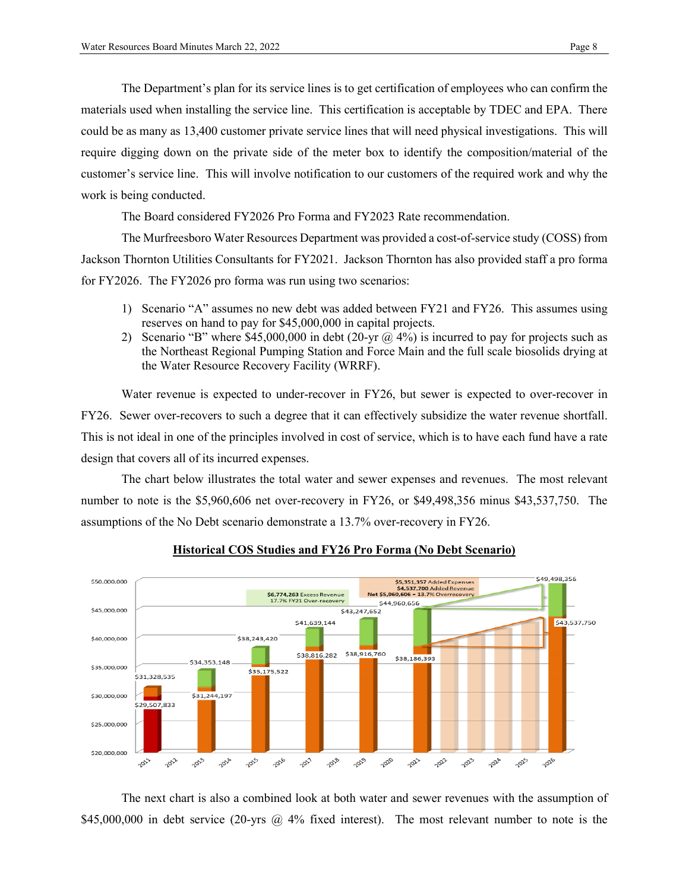The Department's plan for its service lines is to get certification of employees who can confirm the materials used when installing the service line. This certification is acceptable by TDEC and EPA. There could be as many as 13,400 customer private service lines that will need physical investigations. This will require digging down on the private side of the meter box to identify the composition/material of the customer's service line. This will involve notification to our customers of the required work and why the work is being conducted.

The Board considered FY2026 Pro Forma and FY2023 Rate recommendation.

The Murfreesboro Water Resources Department was provided a cost-of-service study (COSS) from Jackson Thornton Utilities Consultants for FY2021. Jackson Thornton has also provided staff a pro forma for FY2026. The FY2026 pro forma was run using two scenarios:

1) Scenario "A" assumes no new debt was added between FY21 and FY26. This assumes using reserves on hand to pay for $45,000,000 in capital projects.
2) Scenario "B" where $45,000,000 in debt (20-yr @ 4%) is incurred to pay for projects such as the Northeast Regional Pumping Station and Force Main and the full scale biosolids drying at the Water Resource Recovery Facility (WRRF).

Water revenue is expected to under-recover in FY26, but sewer is expected to over-recover in FY26. Sewer over-recovers to such a degree that it can effectively subsidize the water revenue shortfall. This is not ideal in one of the principles involved in cost of service, which is to have each fund have a rate design that covers all of its incurred expenses.

The chart below illustrates the total water and sewer expenses and revenues. The most relevant number to note is the $5,960,606 net over-recovery in FY26, or $49,498,356 minus $43,537,750. The assumptions of the No Debt scenario demonstrate a 13.7% over-recovery in FY26.

**Historical COS Studies and FY26 Pro Forma (No Debt Scenario)**

| Year | Revenue | Expenses |
| --- | --- | --- |
| 2011 | $31,328,535 | $29,507,833 |
| 2013 | $34,353,148 | $31,244,197 |
| 2015 | $38,243,420 | $35,175,522 |
| 2017 | $41,639,144 | $38,816,282 |
| 2019 | $43,247,652 | $38,916,760 |
| 2021 | $44,960,656 | $38,186,393 |
| 2026 | $49,498,356 | $43,537,750 |

$6,774,263 Excess Revenue 17.7% FY21 Over-recovery

$5,351,357 Added Expenses
$4,537,700 Added Revenue
Net $5,960,606 = 13.7% Overrecovery

The next chart is also a combined look at both water and sewer revenues with the assumption of $45,000,000 in debt service (20-yrs @ 4% fixed interest). The most relevant number to note is the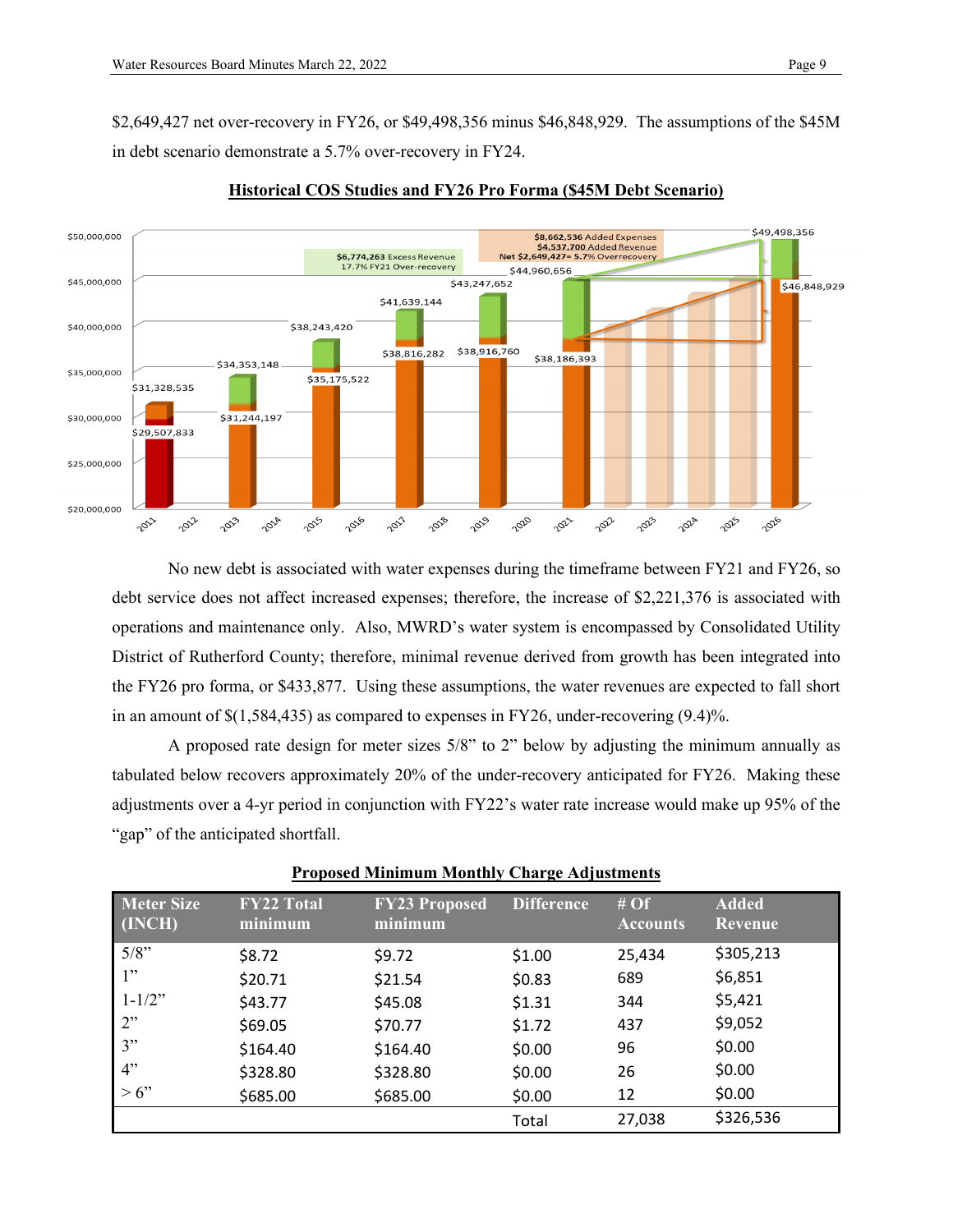$2,649,427 net over-recovery in FY26, or $49,498,356 minus $46,848,929. The assumptions of the $45M in debt scenario demonstrate a 5.7% over-recovery in FY24.

**Historical COS Studies and FY26 Pro Forma ($45M Debt Scenario)**

No new debt is associated with water expenses during the timeframe between FY21 and FY26, so debt service does not affect increased expenses; therefore, the increase of $2,221,376 is associated with operations and maintenance only. Also, MWRD's water system is encompassed by Consolidated Utility District of Rutherford County; therefore, minimal revenue derived from growth has been integrated into the FY26 pro forma, or $433,877. Using these assumptions, the water revenues are expected to fall short in an amount of $(1,584,435) as compared to expenses in FY26, under-recovering (9.4)%.

A proposed rate design for meter sizes 5/8" to 2" below by adjusting the minimum annually as tabulated below recovers approximately 20% of the under-recovery anticipated for FY26. Making these adjustments over a 4-yr period in conjunction with FY22's water rate increase would make up 95% of the "gap" of the anticipated shortfall.

**Proposed Minimum Monthly Charge Adjustments**

| Meter Size (INCH) | FY22 Total minimum | FY23 Proposed minimum | Difference | # Of Accounts | Added Revenue |
|---|---|---|---|---|---|
| 5/8" | $8.72 | $9.72 | $1.00 | 25,434 | $305,213 |
| 1" | $20.71 | $21.54 | $0.83 | 689 | $6,851 |
| 1-1/2" | $43.77 | $45.08 | $1.31 | 344 | $5,421 |
| 2" | $69.05 | $70.77 | $1.72 | 437 | $9,052 |
| 3" | $164.40 | $164.40 | $0.00 | 96 | $0.00 |
| 4" | $328.80 | $328.80 | $0.00 | 26 | $0.00 |
| > 6" | $685.00 | $685.00 | $0.00 | 12 | $0.00 |
| | | | Total | 27,038 | $326,536 |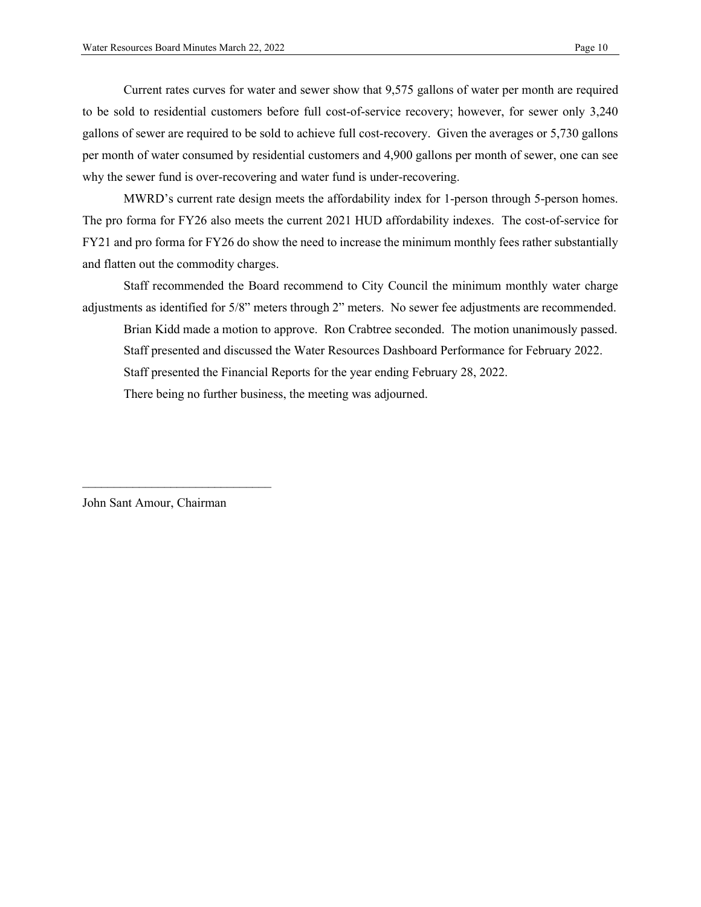Current rates curves for water and sewer show that 9,575 gallons of water per month are required to be sold to residential customers before full cost-of-service recovery; however, for sewer only 3,240 gallons of sewer are required to be sold to achieve full cost-recovery. Given the averages or 5,730 gallons per month of water consumed by residential customers and 4,900 gallons per month of sewer, one can see why the sewer fund is over-recovering and water fund is under-recovering.

MWRD's current rate design meets the affordability index for 1-person through 5-person homes. The pro forma for FY26 also meets the current 2021 HUD affordability indexes. The cost-of-service for FY21 and pro forma for FY26 do show the need to increase the minimum monthly fees rather substantially and flatten out the commodity charges.

Staff recommended the Board recommend to City Council the minimum monthly water charge adjustments as identified for 5/8" meters through 2" meters. No sewer fee adjustments are recommended.

Brian Kidd made a motion to approve. Ron Crabtree seconded. The motion unanimously passed.

Staff presented and discussed the Water Resources Dashboard Performance for February 2022.

Staff presented the Financial Reports for the year ending February 28, 2022.

There being no further business, the meeting was adjourned.

______________________________

John Sant Amour, Chairman